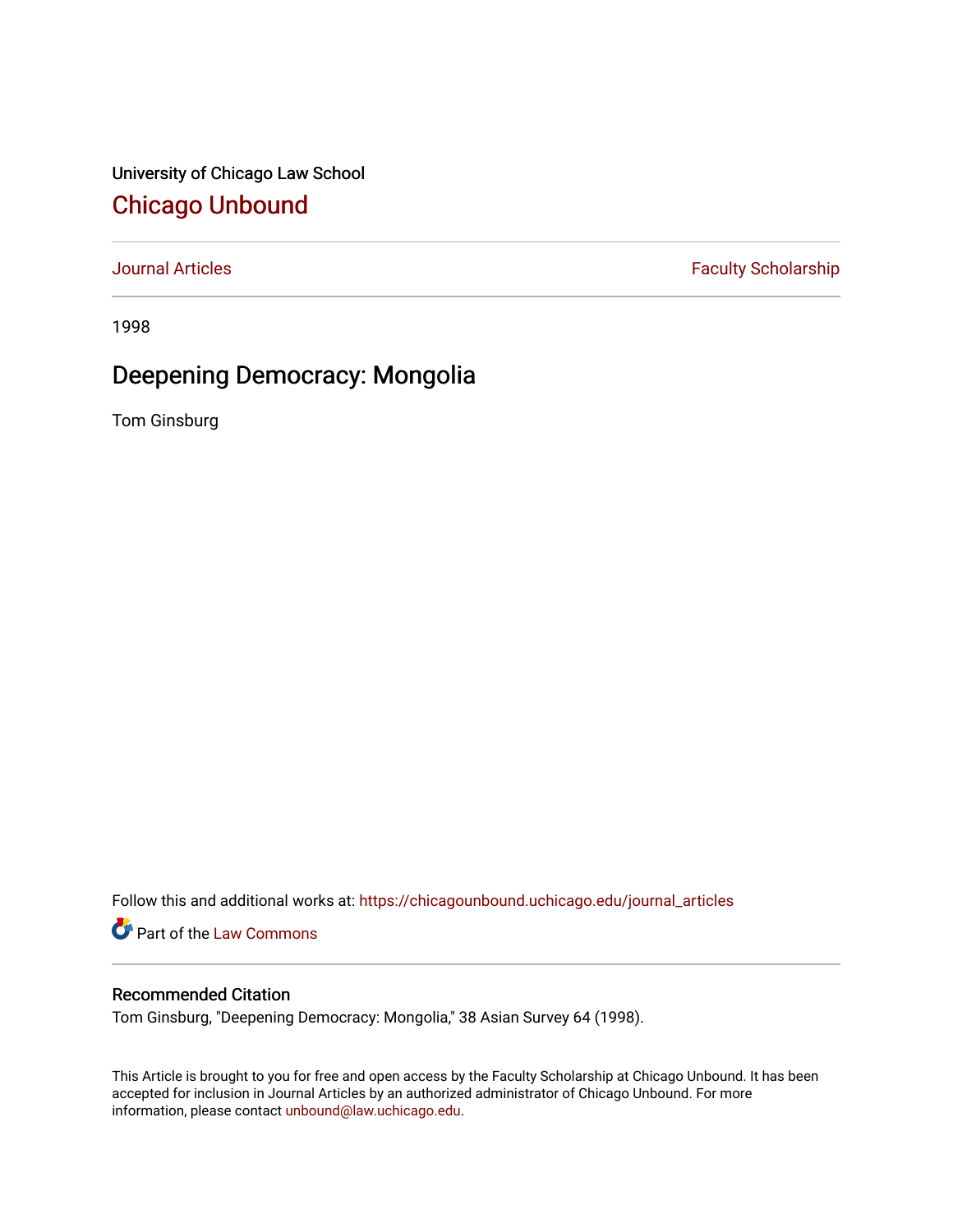University of Chicago Law School

# Chicago Unbound

Journal Articles | Faculty Scholarship

1998

## Deepening Democracy: Mongolia

Tom Ginsburg

Follow this and additional works at: https://chicagounbound.uchicago.edu/journal_articles

Part of the Law Commons

### Recommended Citation

Tom Ginsburg, "Deepening Democracy: Mongolia," 38 Asian Survey 64 (1998).

This Article is brought to you for free and open access by the Faculty Scholarship at Chicago Unbound. It has been accepted for inclusion in Journal Articles by an authorized administrator of Chicago Unbound. For more information, please contact unbound@law.uchicago.edu.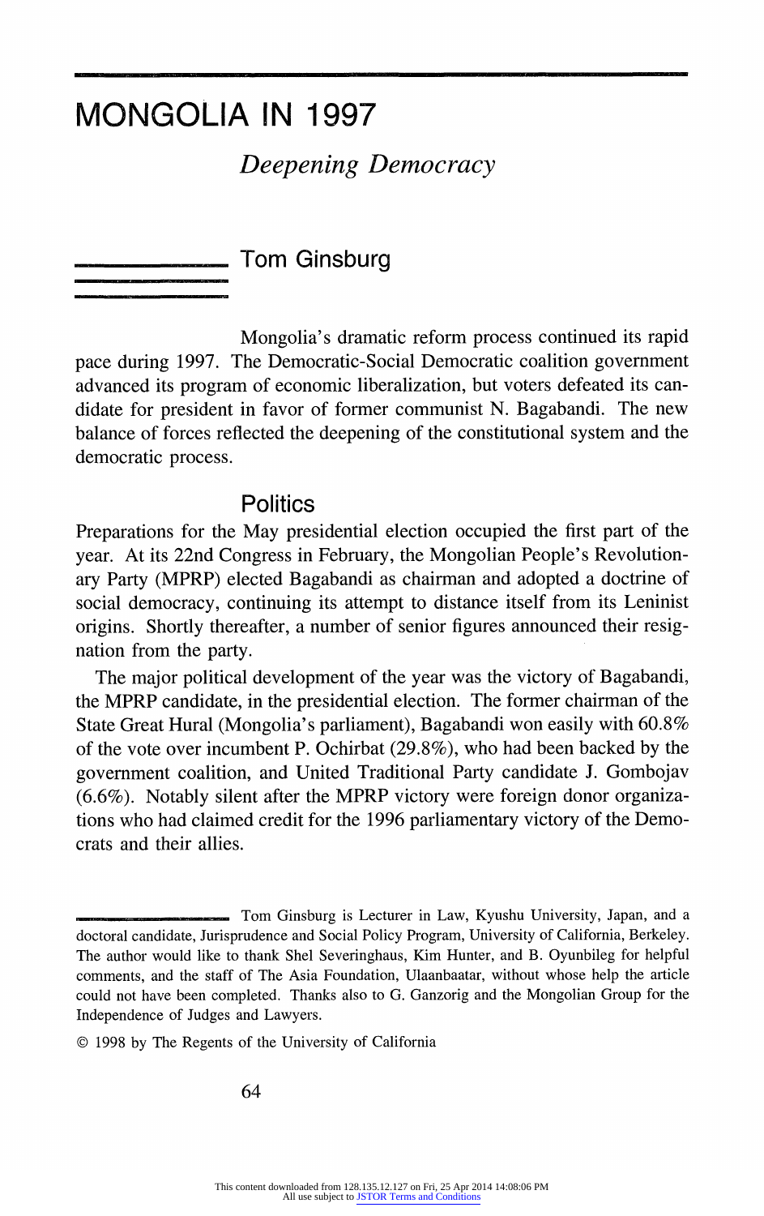# MONGOLIA IN 1997

## *Deepening Democracy*

### Tom Ginsburg

Mongolia's dramatic reform process continued its rapid pace during 1997. The Democratic-Social Democratic coalition government advanced its program of economic liberalization, but voters defeated its candidate for president in favor of former communist N. Bagabandi. The new balance of forces reflected the deepening of the constitutional system and the democratic process.

## Politics

Preparations for the May presidential election occupied the first part of the year. At its 22nd Congress in February, the Mongolian People's Revolutionary Party (MPRP) elected Bagabandi as chairman and adopted a doctrine of social democracy, continuing its attempt to distance itself from its Leninist origins. Shortly thereafter, a number of senior figures announced their resignation from the party.

The major political development of the year was the victory of Bagabandi, the MPRP candidate, in the presidential election. The former chairman of the State Great Hural (Mongolia's parliament), Bagabandi won easily with 60.8% of the vote over incumbent P. Ochirbat (29.8%), who had been backed by the government coalition, and United Traditional Party candidate J. Gombojav (6.6%). Notably silent after the MPRP victory were foreign donor organizations who had claimed credit for the 1996 parliamentary victory of the Democrats and their allies.

Tom Ginsburg is Lecturer in Law, Kyushu University, Japan, and a doctoral candidate, Jurisprudence and Social Policy Program, University of California, Berkeley. The author would like to thank Shel Severinghaus, Kim Hunter, and B. Oyunbileg for helpful comments, and the staff of The Asia Foundation, Ulaanbaatar, without whose help the article could not have been completed. Thanks also to G. Ganzorig and the Mongolian Group for the Independence of Judges and Lawyers.

© 1998 by The Regents of the University of California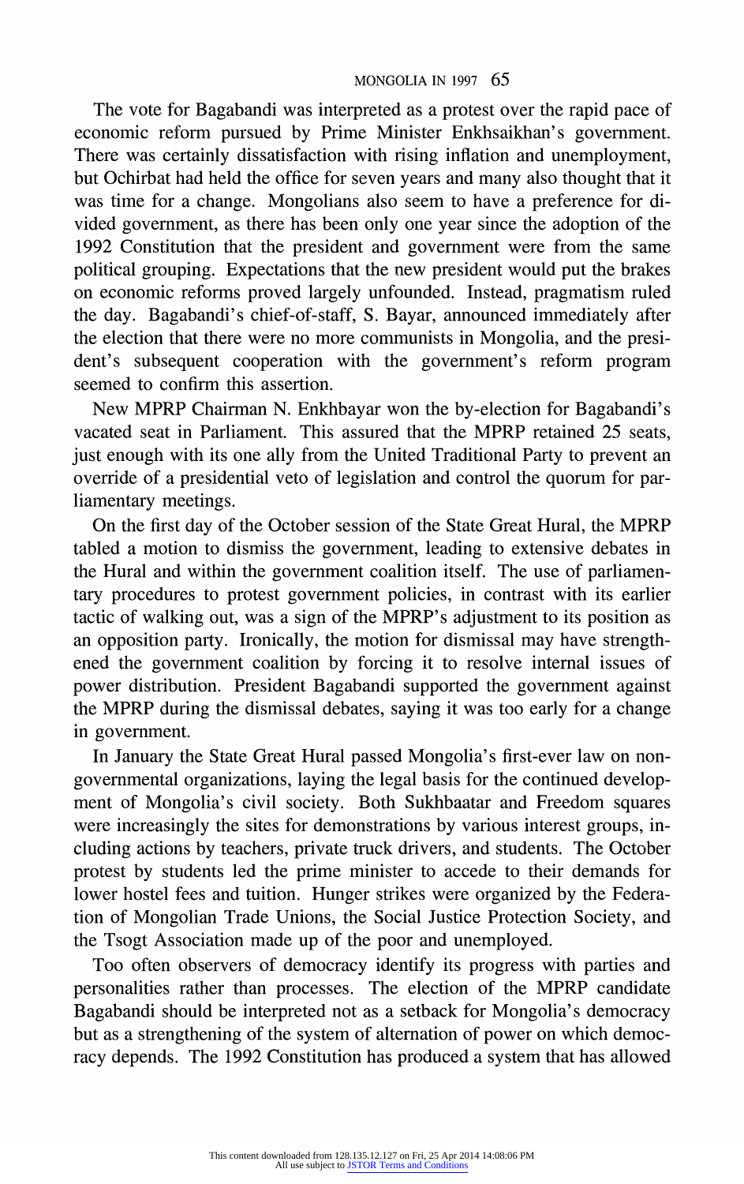The vote for Bagabandi was interpreted as a protest over the rapid pace of economic reform pursued by Prime Minister Enkhsaikhan's government. There was certainly dissatisfaction with rising inflation and unemployment, but Ochirbat had held the office for seven years and many also thought that it was time for a change. Mongolians also seem to have a preference for divided government, as there has been only one year since the adoption of the 1992 Constitution that the president and government were from the same political grouping. Expectations that the new president would put the brakes on economic reforms proved largely unfounded. Instead, pragmatism ruled the day. Bagabandi's chief-of-staff, S. Bayar, announced immediately after the election that there were no more communists in Mongolia, and the president's subsequent cooperation with the government's reform program seemed to confirm this assertion.

New MPRP Chairman N. Enkhbayar won the by-election for Bagabandi's vacated seat in Parliament. This assured that the MPRP retained 25 seats, just enough with its one ally from the United Traditional Party to prevent an override of a presidential veto of legislation and control the quorum for parliamentary meetings.

On the first day of the October session of the State Great Hural, the MPRP tabled a motion to dismiss the government, leading to extensive debates in the Hural and within the government coalition itself. The use of parliamentary procedures to protest government policies, in contrast with its earlier tactic of walking out, was a sign of the MPRP's adjustment to its position as an opposition party. Ironically, the motion for dismissal may have strengthened the government coalition by forcing it to resolve internal issues of power distribution. President Bagabandi supported the government against the MPRP during the dismissal debates, saying it was too early for a change in government.

In January the State Great Hural passed Mongolia's first-ever law on nongovernmental organizations, laying the legal basis for the continued development of Mongolia's civil society. Both Sukhbaatar and Freedom squares were increasingly the sites for demonstrations by various interest groups, including actions by teachers, private truck drivers, and students. The October protest by students led the prime minister to accede to their demands for lower hostel fees and tuition. Hunger strikes were organized by the Federation of Mongolian Trade Unions, the Social Justice Protection Society, and the Tsogt Association made up of the poor and unemployed.

Too often observers of democracy identify its progress with parties and personalities rather than processes. The election of the MPRP candidate Bagabandi should be interpreted not as a setback for Mongolia's democracy but as a strengthening of the system of alternation of power on which democracy depends. The 1992 Constitution has produced a system that has allowed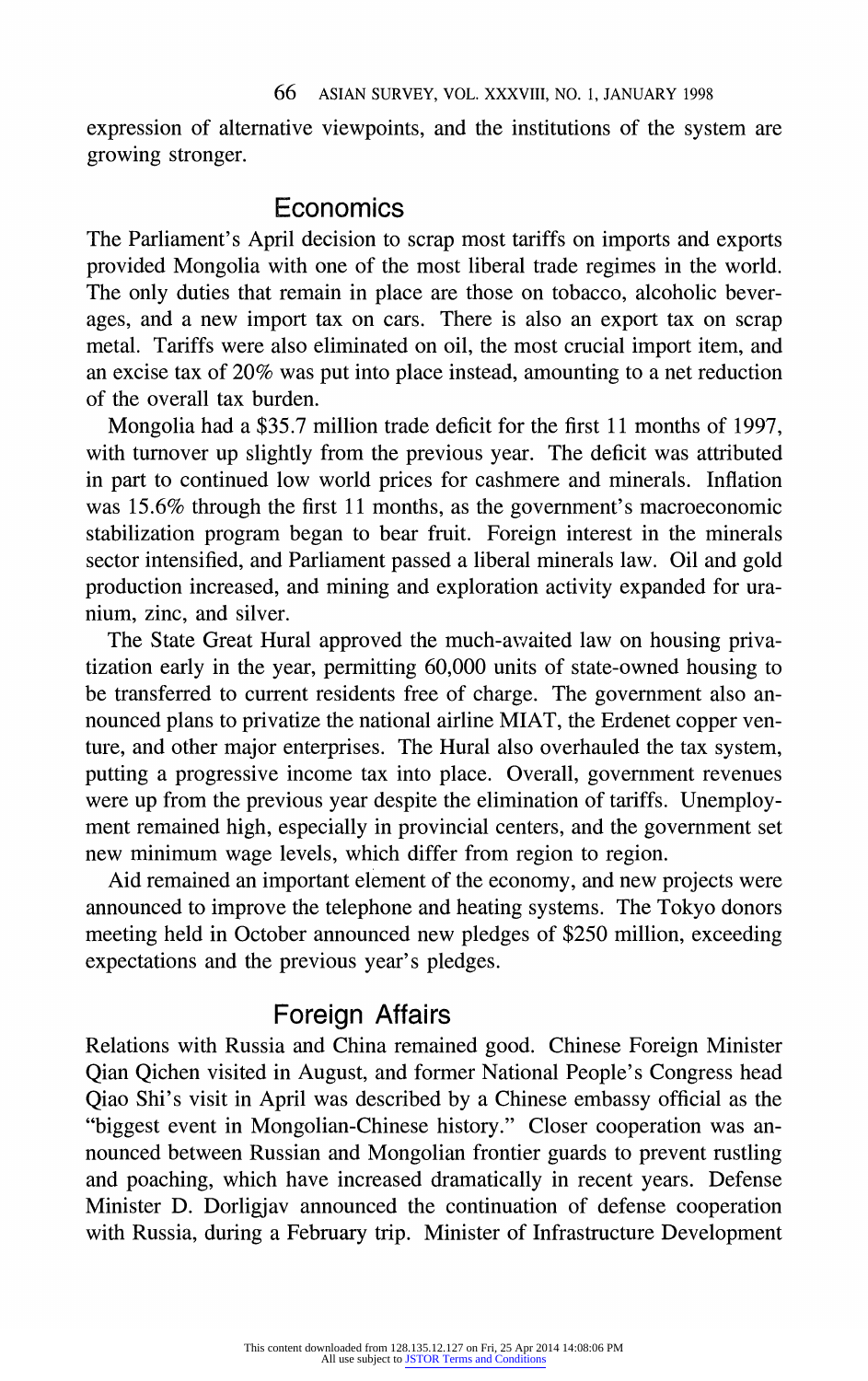expression of alternative viewpoints, and the institutions of the system are growing stronger.

## Economics

The Parliament's April decision to scrap most tariffs on imports and exports provided Mongolia with one of the most liberal trade regimes in the world. The only duties that remain in place are those on tobacco, alcoholic beverages, and a new import tax on cars. There is also an export tax on scrap metal. Tariffs were also eliminated on oil, the most crucial import item, and an excise tax of 20% was put into place instead, amounting to a net reduction of the overall tax burden.

Mongolia had a $35.7 million trade deficit for the first 11 months of 1997, with turnover up slightly from the previous year. The deficit was attributed in part to continued low world prices for cashmere and minerals. Inflation was 15.6% through the first 11 months, as the government's macroeconomic stabilization program began to bear fruit. Foreign interest in the minerals sector intensified, and Parliament passed a liberal minerals law. Oil and gold production increased, and mining and exploration activity expanded for uranium, zinc, and silver.

The State Great Hural approved the much-awaited law on housing privatization early in the year, permitting 60,000 units of state-owned housing to be transferred to current residents free of charge. The government also announced plans to privatize the national airline MIAT, the Erdenet copper venture, and other major enterprises. The Hural also overhauled the tax system, putting a progressive income tax into place. Overall, government revenues were up from the previous year despite the elimination of tariffs. Unemployment remained high, especially in provincial centers, and the government set new minimum wage levels, which differ from region to region.

Aid remained an important element of the economy, and new projects were announced to improve the telephone and heating systems. The Tokyo donors meeting held in October announced new pledges of $250 million, exceeding expectations and the previous year's pledges.

## Foreign Affairs

Relations with Russia and China remained good. Chinese Foreign Minister Qian Qichen visited in August, and former National People's Congress head Qiao Shi's visit in April was described by a Chinese embassy official as the "biggest event in Mongolian-Chinese history." Closer cooperation was announced between Russian and Mongolian frontier guards to prevent rustling and poaching, which have increased dramatically in recent years. Defense Minister D. Dorligjav announced the continuation of defense cooperation with Russia, during a February trip. Minister of Infrastructure Development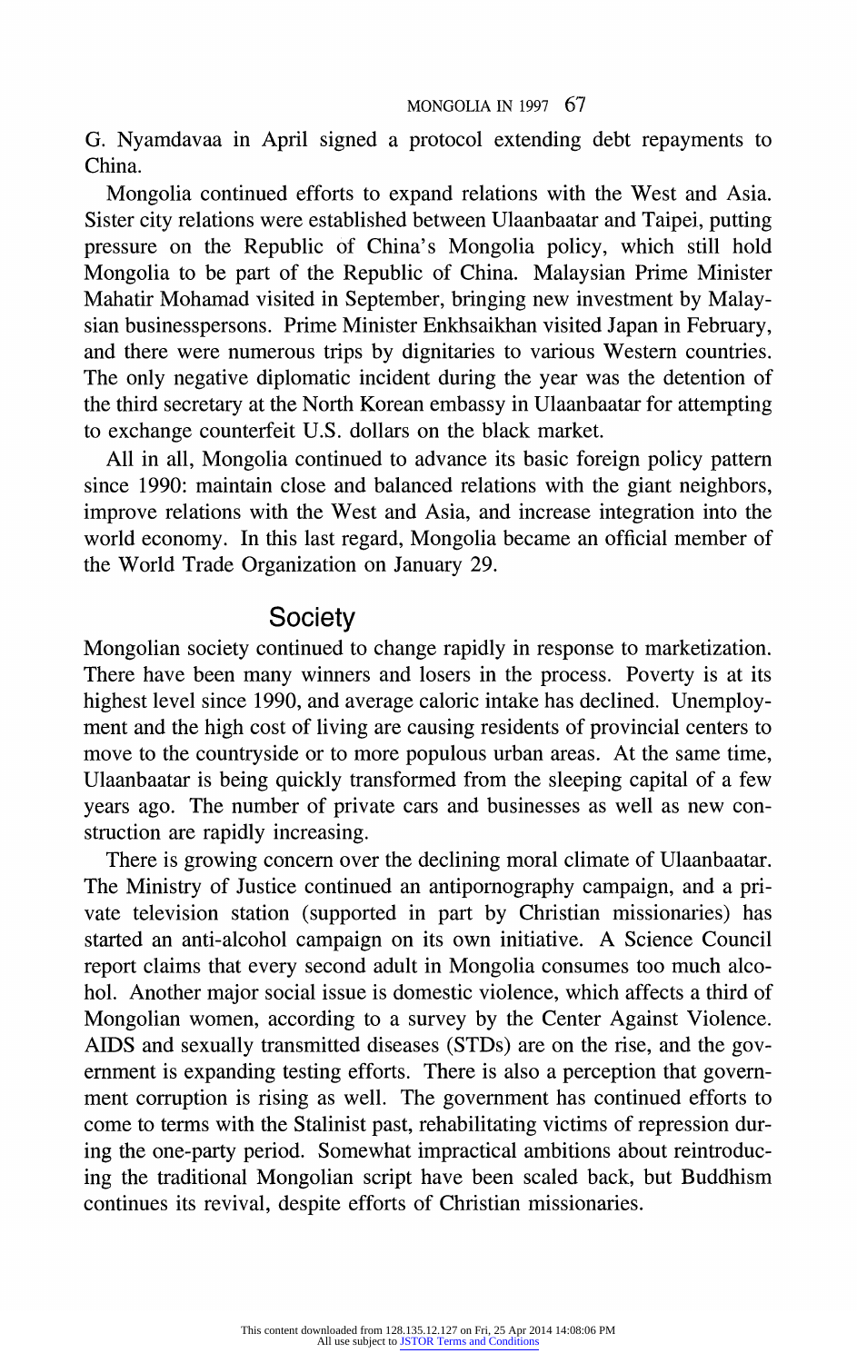G. Nyamdavaa in April signed a protocol extending debt repayments to China.

Mongolia continued efforts to expand relations with the West and Asia. Sister city relations were established between Ulaanbaatar and Taipei, putting pressure on the Republic of China's Mongolia policy, which still hold Mongolia to be part of the Republic of China. Malaysian Prime Minister Mahatir Mohamad visited in September, bringing new investment by Malaysian businesspersons. Prime Minister Enkhsaikhan visited Japan in February, and there were numerous trips by dignitaries to various Western countries. The only negative diplomatic incident during the year was the detention of the third secretary at the North Korean embassy in Ulaanbaatar for attempting to exchange counterfeit U.S. dollars on the black market.

All in all, Mongolia continued to advance its basic foreign policy pattern since 1990: maintain close and balanced relations with the giant neighbors, improve relations with the West and Asia, and increase integration into the world economy. In this last regard, Mongolia became an official member of the World Trade Organization on January 29.

## Society

Mongolian society continued to change rapidly in response to marketization. There have been many winners and losers in the process. Poverty is at its highest level since 1990, and average caloric intake has declined. Unemployment and the high cost of living are causing residents of provincial centers to move to the countryside or to more populous urban areas. At the same time, Ulaanbaatar is being quickly transformed from the sleeping capital of a few years ago. The number of private cars and businesses as well as new construction are rapidly increasing.

There is growing concern over the declining moral climate of Ulaanbaatar. The Ministry of Justice continued an antipornography campaign, and a private television station (supported in part by Christian missionaries) has started an anti-alcohol campaign on its own initiative. A Science Council report claims that every second adult in Mongolia consumes too much alcohol. Another major social issue is domestic violence, which affects a third of Mongolian women, according to a survey by the Center Against Violence. AIDS and sexually transmitted diseases (STDs) are on the rise, and the government is expanding testing efforts. There is also a perception that government corruption is rising as well. The government has continued efforts to come to terms with the Stalinist past, rehabilitating victims of repression during the one-party period. Somewhat impractical ambitions about reintroducing the traditional Mongolian script have been scaled back, but Buddhism continues its revival, despite efforts of Christian missionaries.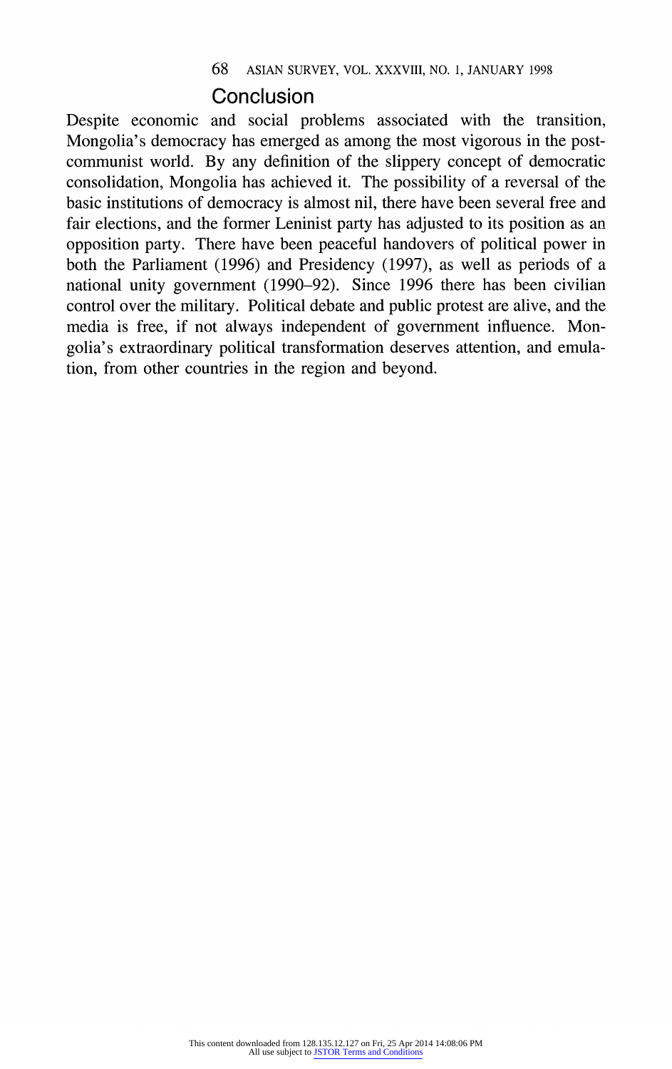## Conclusion

Despite economic and social problems associated with the transition, Mongolia's democracy has emerged as among the most vigorous in the post-communist world. By any definition of the slippery concept of democratic consolidation, Mongolia has achieved it. The possibility of a reversal of the basic institutions of democracy is almost nil, there have been several free and fair elections, and the former Leninist party has adjusted to its position as an opposition party. There have been peaceful handovers of political power in both the Parliament (1996) and Presidency (1997), as well as periods of a national unity government (1990–92). Since 1996 there has been civilian control over the military. Political debate and public protest are alive, and the media is free, if not always independent of government influence. Mongolia's extraordinary political transformation deserves attention, and emulation, from other countries in the region and beyond.